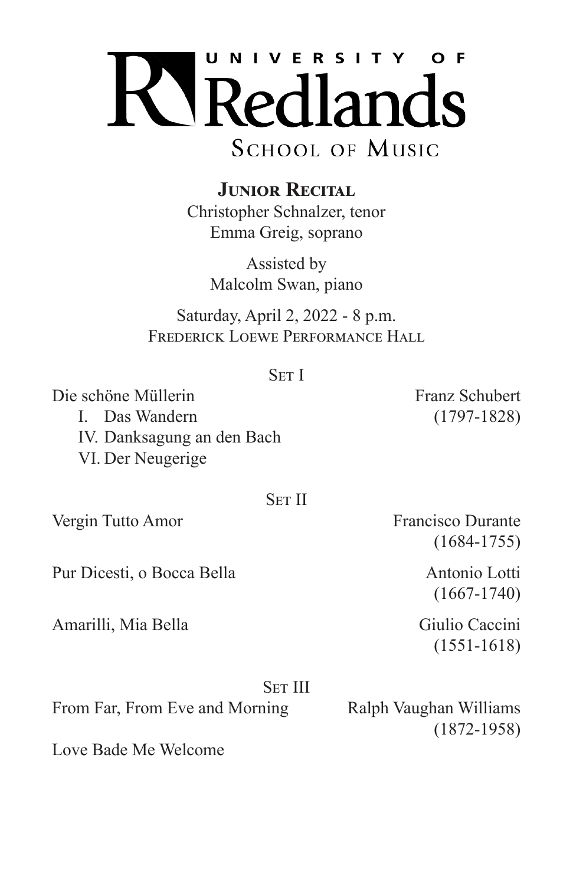# UNIVERSITY OF Redlands

## SCHOOL OF MUSIC

### **Junior Recital**

Christopher Schnalzer, tenor
Emma Greig, soprano

Assisted by
Malcolm Swan, piano

Saturday, April 2, 2022 - 8 p.m.
Frederick Loewe Performance Hall

#### Set I

Die schöne Müllerin — Franz Schubert (1797-1828)

I. Das Wandern
IV. Danksagung an den Bach
VI. Der Neugerige

#### Set II

Vergin Tutto Amor — Francisco Durante (1684-1755)

Pur Dicesti, o Bocca Bella — Antonio Lotti (1667-1740)

Amarilli, Mia Bella — Giulio Caccini (1551-1618)

#### Set III

From Far, From Eve and Morning — Ralph Vaughan Williams (1872-1958)

Love Bade Me Welcome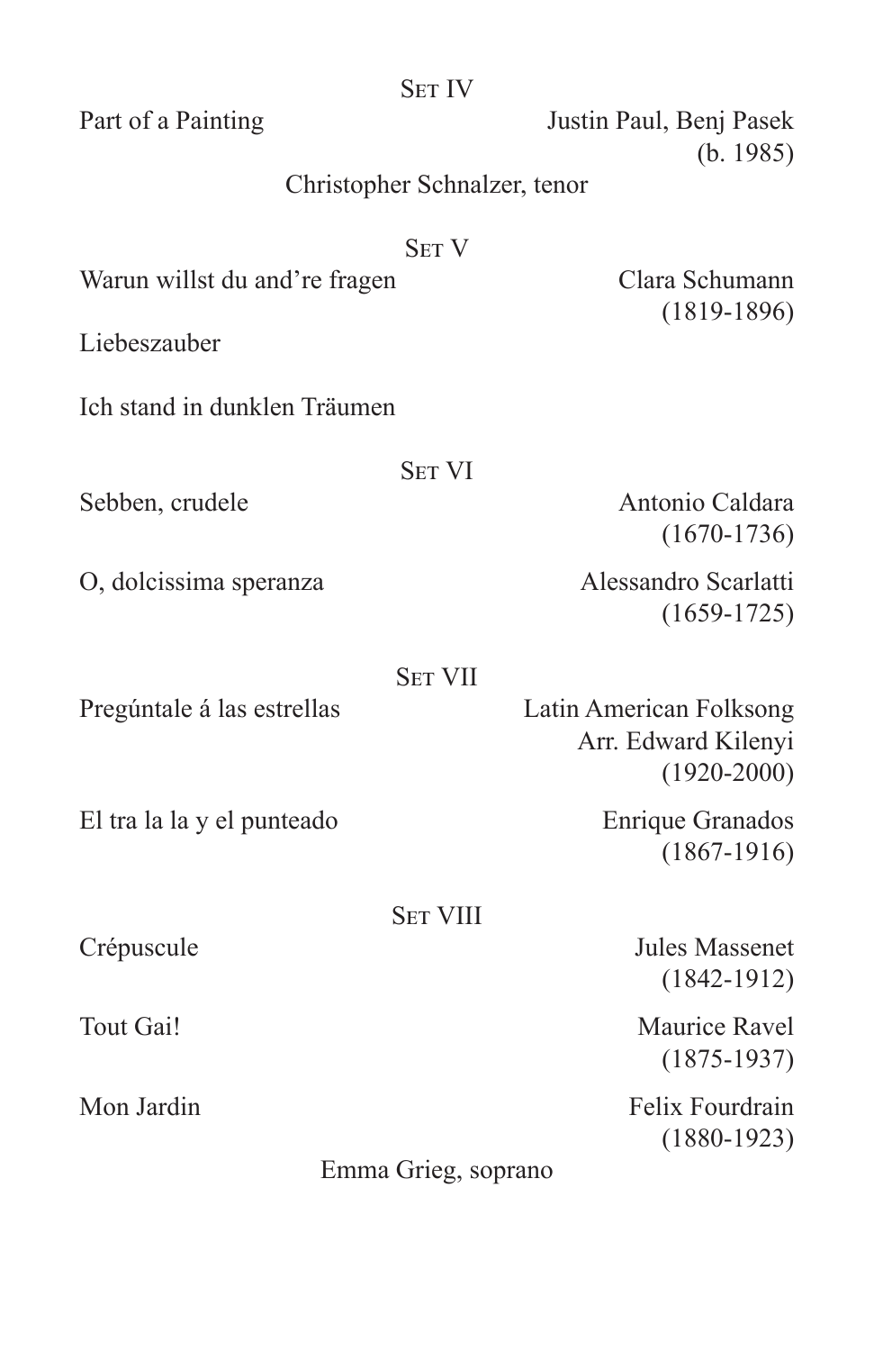## Set IV

Part of a Painting — Justin Paul, Benj Pasek (b. 1985)

Christopher Schnalzer, tenor

## Set V

Warun willst du and're fragen — Clara Schumann (1819-1896)

Liebeszauber

Ich stand in dunklen Träumen

## Set VI

Sebben, crudele — Antonio Caldara (1670-1736)

O, dolcissima speranza — Alessandro Scarlatti (1659-1725)

## Set VII

Pregúntale á las estrellas — Latin American Folksong, Arr. Edward Kilenyi (1920-2000)

El tra la la y el punteado — Enrique Granados (1867-1916)

## Set VIII

Crépuscule — Jules Massenet (1842-1912)

Tout Gai! — Maurice Ravel (1875-1937)

Mon Jardin — Felix Fourdrain (1880-1923)

Emma Grieg, soprano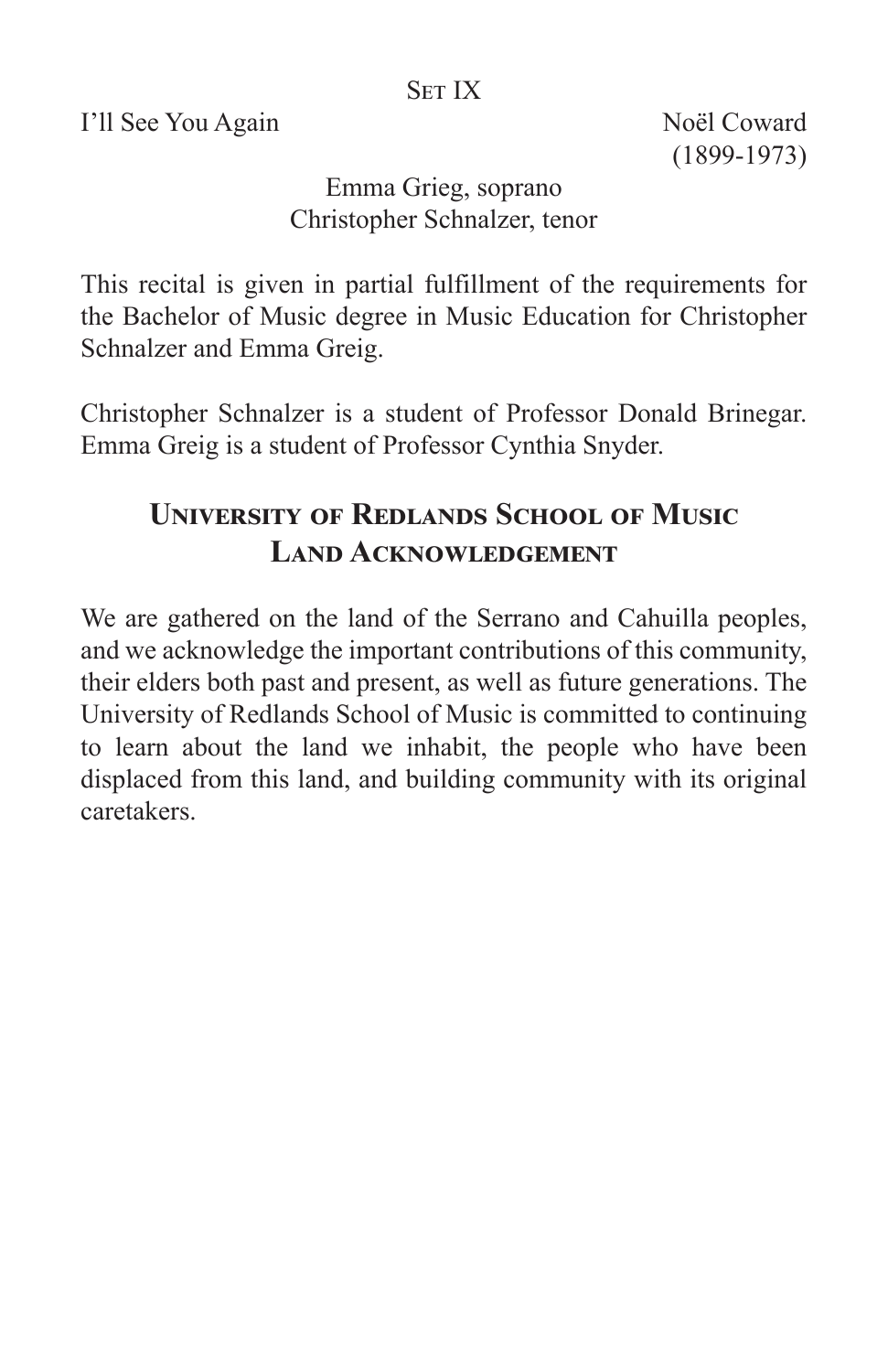Set IX

I'll See You Again — Noël Coward (1899-1973)

Emma Grieg, soprano
Christopher Schnalzer, tenor

This recital is given in partial fulfillment of the requirements for the Bachelor of Music degree in Music Education for Christopher Schnalzer and Emma Greig.

Christopher Schnalzer is a student of Professor Donald Brinegar. Emma Greig is a student of Professor Cynthia Snyder.

## University of Redlands School of Music Land Acknowledgement

We are gathered on the land of the Serrano and Cahuilla peoples, and we acknowledge the important contributions of this community, their elders both past and present, as well as future generations. The University of Redlands School of Music is committed to continuing to learn about the land we inhabit, the people who have been displaced from this land, and building community with its original caretakers.